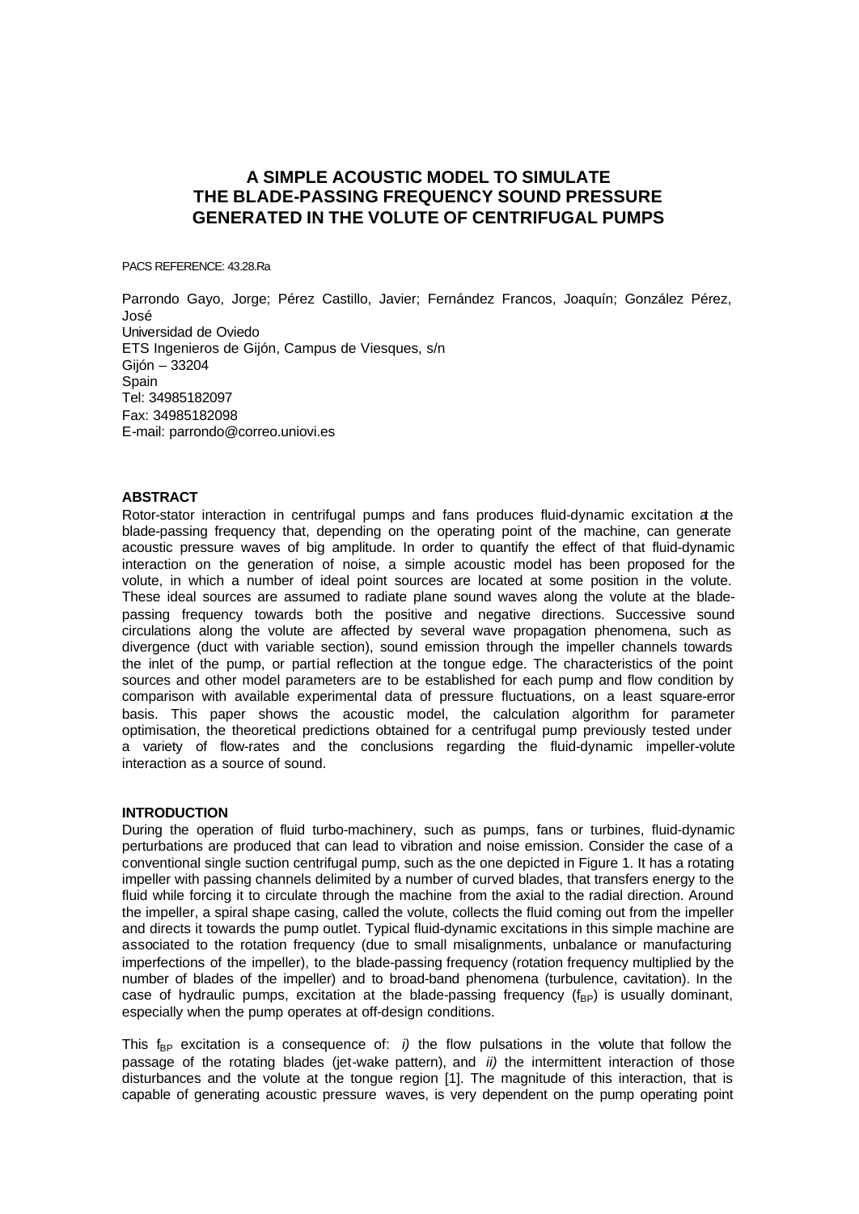# A SIMPLE ACOUSTIC MODEL TO SIMULATE THE BLADE-PASSING FREQUENCY SOUND PRESSURE GENERATED IN THE VOLUTE OF CENTRIFUGAL PUMPS

PACS REFERENCE: 43.28.Ra

Parrondo Gayo, Jorge; Pérez Castillo, Javier; Fernández Francos, Joaquín; González Pérez, José
Universidad de Oviedo
ETS Ingenieros de Gijón, Campus de Viesques, s/n
Gijón – 33204
Spain
Tel: 34985182097
Fax: 34985182098
E-mail: parrondo@correo.uniovi.es

## ABSTRACT

Rotor-stator interaction in centrifugal pumps and fans produces fluid-dynamic excitation at the blade-passing frequency that, depending on the operating point of the machine, can generate acoustic pressure waves of big amplitude. In order to quantify the effect of that fluid-dynamic interaction on the generation of noise, a simple acoustic model has been proposed for the volute, in which a number of ideal point sources are located at some position in the volute. These ideal sources are assumed to radiate plane sound waves along the volute at the blade-passing frequency towards both the positive and negative directions. Successive sound circulations along the volute are affected by several wave propagation phenomena, such as divergence (duct with variable section), sound emission through the impeller channels towards the inlet of the pump, or partial reflection at the tongue edge. The characteristics of the point sources and other model parameters are to be established for each pump and flow condition by comparison with available experimental data of pressure fluctuations, on a least square-error basis. This paper shows the acoustic model, the calculation algorithm for parameter optimisation, the theoretical predictions obtained for a centrifugal pump previously tested under a variety of flow-rates and the conclusions regarding the fluid-dynamic impeller-volute interaction as a source of sound.

## INTRODUCTION

During the operation of fluid turbo-machinery, such as pumps, fans or turbines, fluid-dynamic perturbations are produced that can lead to vibration and noise emission. Consider the case of a conventional single suction centrifugal pump, such as the one depicted in Figure 1. It has a rotating impeller with passing channels delimited by a number of curved blades, that transfers energy to the fluid while forcing it to circulate through the machine from the axial to the radial direction. Around the impeller, a spiral shape casing, called the volute, collects the fluid coming out from the impeller and directs it towards the pump outlet. Typical fluid-dynamic excitations in this simple machine are associated to the rotation frequency (due to small misalignments, unbalance or manufacturing imperfections of the impeller), to the blade-passing frequency (rotation frequency multiplied by the number of blades of the impeller) and to broad-band phenomena (turbulence, cavitation). In the case of hydraulic pumps, excitation at the blade-passing frequency ($f_{BP}$) is usually dominant, especially when the pump operates at off-design conditions.

This $f_{BP}$ excitation is a consequence of: *i)* the flow pulsations in the volute that follow the passage of the rotating blades (jet-wake pattern), and *ii)* the intermittent interaction of those disturbances and the volute at the tongue region [1]. The magnitude of this interaction, that is capable of generating acoustic pressure waves, is very dependent on the pump operating point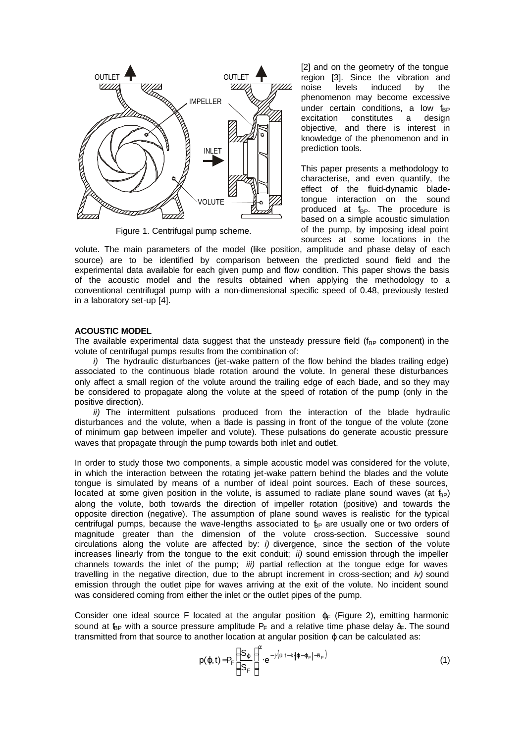Figure 1. Centrifugal pump scheme.

[2] and on the geometry of the tongue region [3]. Since the vibration and noise levels induced by the phenomenon may become excessive under certain conditions, a low $f_{BP}$ excitation constitutes a design objective, and there is interest in knowledge of the phenomenon and in prediction tools.

This paper presents a methodology to characterise, and even quantify, the effect of the fluid-dynamic blade-tongue interaction on the sound produced at $f_{BP}$. The procedure is based on a simple acoustic simulation of the pump, by imposing ideal point sources at some locations in the volute. The main parameters of the model (like position, amplitude and phase delay of each source) are to be identified by comparison between the predicted sound field and the experimental data available for each given pump and flow condition. This paper shows the basis of the acoustic model and the results obtained when applying the methodology to a conventional centrifugal pump with a non-dimensional specific speed of 0.48, previously tested in a laboratory set-up [4].

**ACOUSTIC MODEL**

The available experimental data suggest that the unsteady pressure field ($f_{BP}$ component) in the volute of centrifugal pumps results from the combination of:

*i)* The hydraulic disturbances (jet-wake pattern of the flow behind the blades trailing edge) associated to the continuous blade rotation around the volute. In general these disturbances only affect a small region of the volute around the trailing edge of each blade, and so they may be considered to propagate along the volute at the speed of rotation of the pump (only in the positive direction).

*ii)* The intermittent pulsations produced from the interaction of the blade hydraulic disturbances and the volute, when a blade is passing in front of the tongue of the volute (zone of minimum gap between impeller and volute). These pulsations do generate acoustic pressure waves that propagate through the pump towards both inlet and outlet.

In order to study those two components, a simple acoustic model was considered for the volute, in which the interaction between the rotating jet-wake pattern behind the blades and the volute tongue is simulated by means of a number of ideal point sources. Each of these sources, located at some given position in the volute, is assumed to radiate plane sound waves (at $f_{BP}$) along the volute, both towards the direction of impeller rotation (positive) and towards the opposite direction (negative). The assumption of plane sound waves is realistic for the typical centrifugal pumps, because the wave-lengths associated to $f_{BP}$ are usually one or two orders of magnitude greater than the dimension of the volute cross-section. Successive sound circulations along the volute are affected by: *i)* divergence, since the section of the volute increases linearly from the tongue to the exit conduit; *ii)* sound emission through the impeller channels towards the inlet of the pump; *iii)* partial reflection at the tongue edge for waves travelling in the negative direction, due to the abrupt increment in cross-section; and *iv)* sound emission through the outlet pipe for waves arriving at the exit of the volute. No incident sound was considered coming from either the inlet or the outlet pipes of the pump.

Consider one ideal source F located at the angular position $\varphi_F$ (Figure 2), emitting harmonic sound at $f_{BP}$ with a source pressure amplitude $P_F$ and a relative time phase delay $\theta_F$. The sound transmitted from that source to another location at angular position $\varphi$ can be calculated as:

$$p(\varphi,t) = P_F \left(\frac{S_\varphi}{S_F}\right)^{\alpha} \cdot e^{-j\cdot\left(\omega t - k\left|\varphi - \varphi_F\right| - \theta_F\right)} \tag{1}$$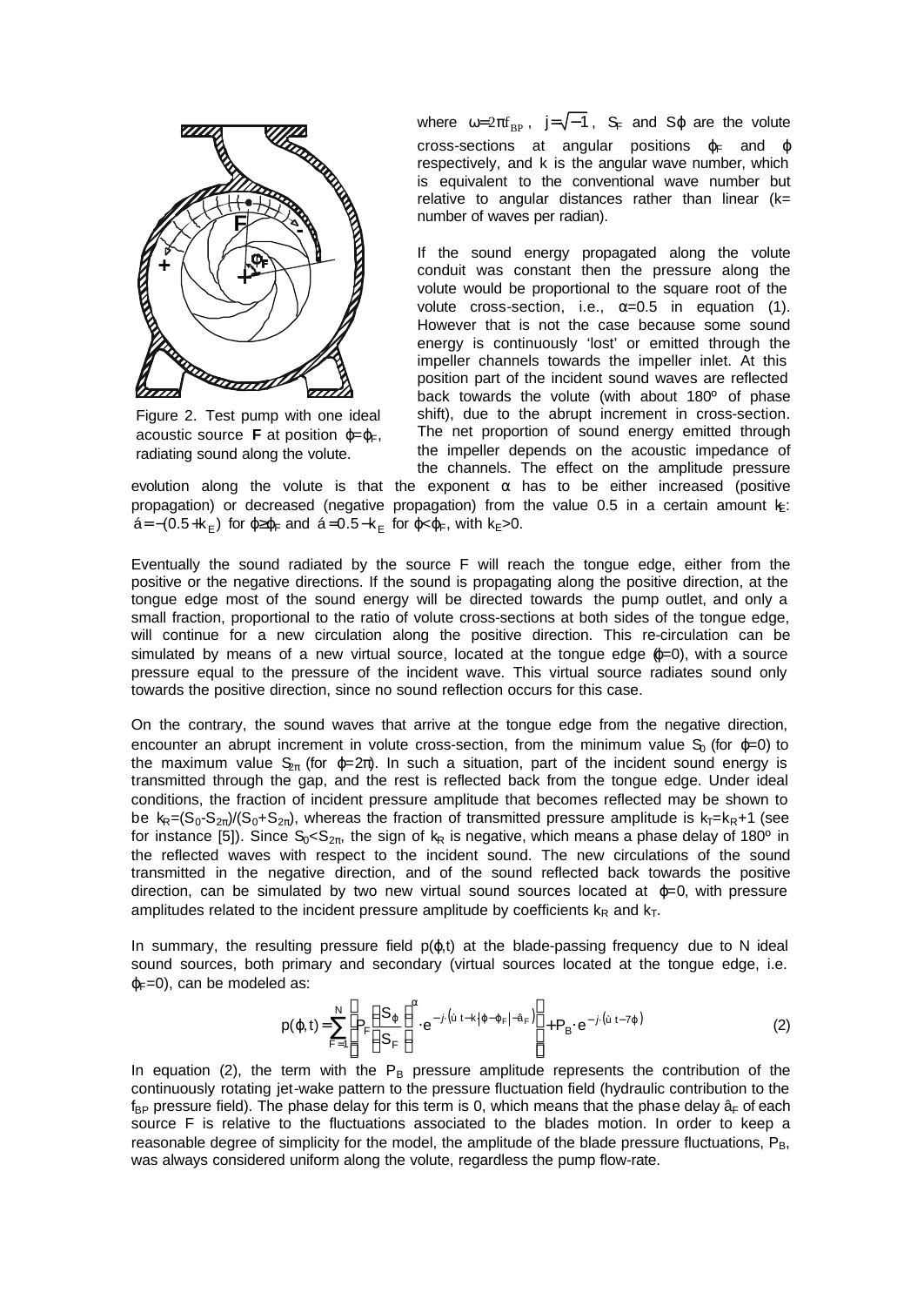Figure 2. Test pump with one ideal acoustic source **F** at position $\varphi=\varphi_F$, radiating sound along the volute.

where $\omega=2\pi f_{BP}$, $j=\sqrt{-1}$, $S_F$ and $S\varphi$ are the volute cross-sections at angular positions $\varphi_F$ and $\varphi$ respectively, and k is the angular wave number, which is equivalent to the conventional wave number but relative to angular distances rather than linear (k= number of waves per radian).

If the sound energy propagated along the volute conduit was constant then the pressure along the volute would be proportional to the square root of the volute cross-section, i.e., $\alpha=0.5$ in equation (1). However that is not the case because some sound energy is continuously 'lost' or emitted through the impeller channels towards the impeller inlet. At this position part of the incident sound waves are reflected back towards the volute (with about 180º of phase shift), due to the abrupt increment in cross-section. The net proportion of sound energy emitted through the impeller depends on the acoustic impedance of the channels. The effect on the amplitude pressure evolution along the volute is that the exponent $\alpha$ has to be either increased (positive propagation) or decreased (negative propagation) from the value 0.5 in a certain amount $k_E$: $\alpha=-(0.5+k_E)$ for $\varphi\geq\varphi_F$ and $\alpha=0.5-k_E$ for $\varphi<\varphi_F$, with $k_E>0$.

Eventually the sound radiated by the source F will reach the tongue edge, either from the positive or the negative directions. If the sound is propagating along the positive direction, at the tongue edge most of the sound energy will be directed towards the pump outlet, and only a small fraction, proportional to the ratio of volute cross-sections at both sides of the tongue edge, will continue for a new circulation along the positive direction. This re-circulation can be simulated by means of a new virtual source, located at the tongue edge ($\varphi=0$), with a source pressure equal to the pressure of the incident wave. This virtual source radiates sound only towards the positive direction, since no sound reflection occurs for this case.

On the contrary, the sound waves that arrive at the tongue edge from the negative direction, encounter an abrupt increment in volute cross-section, from the minimum value $S_0$ (for $\varphi=0$) to the maximum value $S_{2\pi}$ (for $\varphi=2\pi$). In such a situation, part of the incident sound energy is transmitted through the gap, and the rest is reflected back from the tongue edge. Under ideal conditions, the fraction of incident pressure amplitude that becomes reflected may be shown to be $k_R=(S_0-S_{2\pi})/(S_0+S_{2\pi})$, whereas the fraction of transmitted pressure amplitude is $k_T=k_R+1$ (see for instance [5]). Since $S_0<S_{2\pi}$, the sign of $k_R$ is negative, which means a phase delay of 180º in the reflected waves with respect to the incident sound. The new circulations of the sound transmitted in the negative direction, and of the sound reflected back towards the positive direction, can be simulated by two new virtual sound sources located at $\varphi=0$, with pressure amplitudes related to the incident pressure amplitude by coefficients $k_R$ and $k_T$.

In summary, the resulting pressure field $p(\varphi,t)$ at the blade-passing frequency due to N ideal sound sources, both primary and secondary (virtual sources located at the tongue edge, i.e. $\varphi_F=0$), can be modeled as:

$$p(\varphi,t)=\sum_{F=1}^{N}\left[P_F\left(\frac{S_\varphi}{S_F}\right)^{\alpha}\cdot e^{-j\cdot\left(\omega t-k\left|\varphi-\varphi_F\right|-\beta_F\right)}\right]+P_B\cdot e^{-j\cdot\left(\omega t-7\varphi\right)} \tag{2}$$

In equation (2), the term with the $P_B$ pressure amplitude represents the contribution of the continuously rotating jet-wake pattern to the pressure fluctuation field (hydraulic contribution to the $f_{BP}$ pressure field). The phase delay for this term is 0, which means that the phase delay $\beta_F$ of each source F is relative to the fluctuations associated to the blades motion. In order to keep a reasonable degree of simplicity for the model, the amplitude of the blade pressure fluctuations, $P_B$, was always considered uniform along the volute, regardless the pump flow-rate.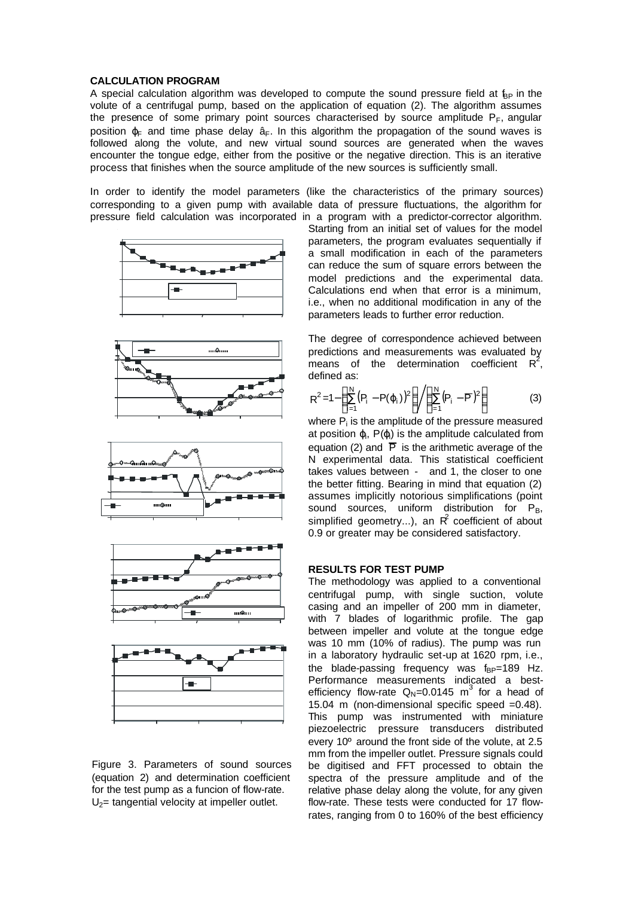## CALCULATION PROGRAM

A special calculation algorithm was developed to compute the sound pressure field at $f_{BP}$ in the volute of a centrifugal pump, based on the application of equation (2). The algorithm assumes the presence of some primary point sources characterised by source amplitude $P_F$, angular position $\varphi_F$ and time phase delay $\theta_F$. In this algorithm the propagation of the sound waves is followed along the volute, and new virtual sound sources are generated when the waves encounter the tongue edge, either from the positive or the negative direction. This is an iterative process that finishes when the source amplitude of the new sources is sufficiently small.

In order to identify the model parameters (like the characteristics of the primary sources) corresponding to a given pump with available data of pressure fluctuations, the algorithm for pressure field calculation was incorporated in a program with a predictor-corrector algorithm. Starting from an initial set of values for the model parameters, the program evaluates sequentially if a small modification in each of the parameters can reduce the sum of square errors between the model predictions and the experimental data. Calculations end when that error is a minimum, i.e., when no additional modification in any of the parameters leads to further error reduction.

The degree of correspondence achieved between predictions and measurements was evaluated by means of the determination coefficient $R^2$, defined as:

$$R^2 = 1 - \left[\sum_{i=1}^{N} \left(P_i - P(\varphi_i)\right)^2\right] \Big/ \left[\sum_{i=1}^{N} \left(P_i - \overline{P}\right)^2\right] \qquad (3)$$

where $P_i$ is the amplitude of the pressure measured at position $\varphi_i$, $P(\varphi_i)$ is the amplitude calculated from equation (2) and $\overline{P}$ is the arithmetic average of the N experimental data. This statistical coefficient takes values between $-\infty$ and 1, the closer to one the better fitting. Bearing in mind that equation (2) assumes implicitly notorious simplifications (point sound sources, uniform distribution for $P_B$, simplified geometry...), an $R^2$ coefficient of about 0.9 or greater may be considered satisfactory.

Figure 3. Parameters of sound sources (equation 2) and determination coefficient for the test pump as a funcion of flow-rate. $U_2$= tangential velocity at impeller outlet.

## RESULTS FOR TEST PUMP

The methodology was applied to a conventional centrifugal pump, with single suction, volute casing and an impeller of 200 mm in diameter, with 7 blades of logarithmic profile. The gap between impeller and volute at the tongue edge was 10 mm (10% of radius). The pump was run in a laboratory hydraulic set-up at 1620 rpm, i.e., the blade-passing frequency was $f_{BP}$=189 Hz. Performance measurements indicated a best-efficiency flow-rate $Q_N$=0.0145 $m^3$ for a head of 15.04 m (non-dimensional specific speed =0.48). This pump was instrumented with miniature piezoelectric pressure transducers distributed every 10º around the front side of the volute, at 2.5 mm from the impeller outlet. Pressure signals could be digitised and FFT processed to obtain the spectra of the pressure amplitude and of the relative phase delay along the volute, for any given flow-rate. These tests were conducted for 17 flow-rates, ranging from 0 to 160% of the best efficiency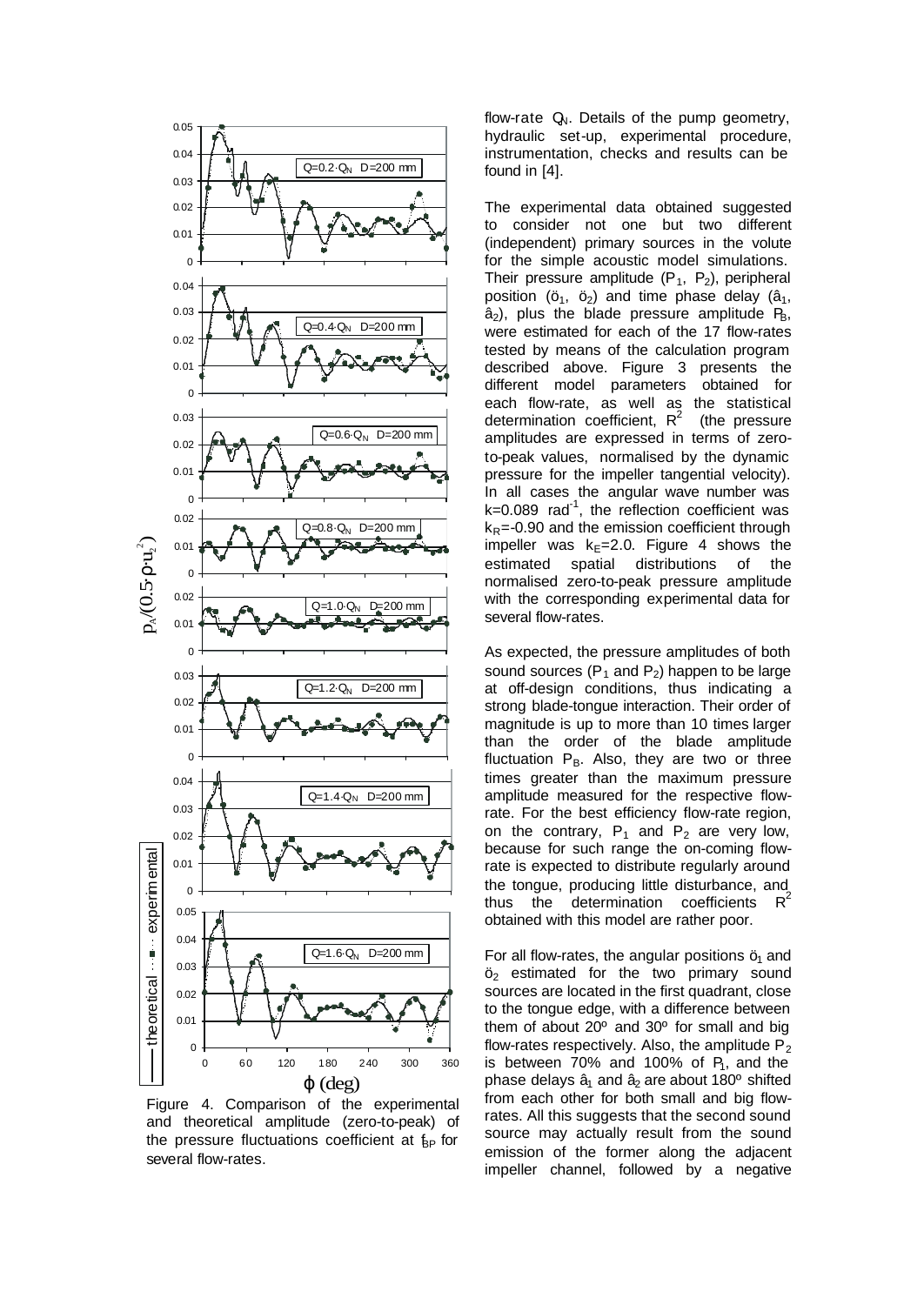Figure 4. Comparison of the experimental and theoretical amplitude (zero-to-peak) of the pressure fluctuations coefficient at $f_{BP}$ for several flow-rates.

flow-rate $Q_N$. Details of the pump geometry, hydraulic set-up, experimental procedure, instrumentation, checks and results can be found in [4].

The experimental data obtained suggested to consider not one but two different (independent) primary sources in the volute for the simple acoustic model simulations. Their pressure amplitude ($P_1$, $P_2$), peripheral position ($\varphi_1$, $\varphi_2$) and time phase delay ($\beta_1$, $\beta_2$), plus the blade pressure amplitude $P_B$, were estimated for each of the 17 flow-rates tested by means of the calculation program described above. Figure 3 presents the different model parameters obtained for each flow-rate, as well as the statistical determination coefficient, $R^2$ (the pressure amplitudes are expressed in terms of zero-to-peak values, normalised by the dynamic pressure for the impeller tangential velocity). In all cases the angular wave number was $k=0.089$ rad$^{-1}$, the reflection coefficient was $k_R=-0.90$ and the emission coefficient through impeller was $k_E=2.0$. Figure 4 shows the estimated spatial distributions of the normalised zero-to-peak pressure amplitude with the corresponding experimental data for several flow-rates.

As expected, the pressure amplitudes of both sound sources ($P_1$ and $P_2$) happen to be large at off-design conditions, thus indicating a strong blade-tongue interaction. Their order of magnitude is up to more than 10 times larger than the order of the blade amplitude fluctuation $P_B$. Also, they are two or three times greater than the maximum pressure amplitude measured for the respective flow-rate. For the best efficiency flow-rate region, on the contrary, $P_1$ and $P_2$ are very low, because for such range the on-coming flow-rate is expected to distribute regularly around the tongue, producing little disturbance, and thus the determination coefficients $R^2$ obtained with this model are rather poor.

For all flow-rates, the angular positions $\varphi_1$ and $\varphi_2$ estimated for the two primary sound sources are located in the first quadrant, close to the tongue edge, with a difference between them of about 20º and 30º for small and big flow-rates respectively. Also, the amplitude $P_2$ is between 70% and 100% of $P_1$, and the phase delays $\beta_1$ and $\beta_2$ are about 180º shifted from each other for both small and big flow-rates. All this suggests that the second sound source may actually result from the sound emission of the former along the adjacent impeller channel, followed by a negative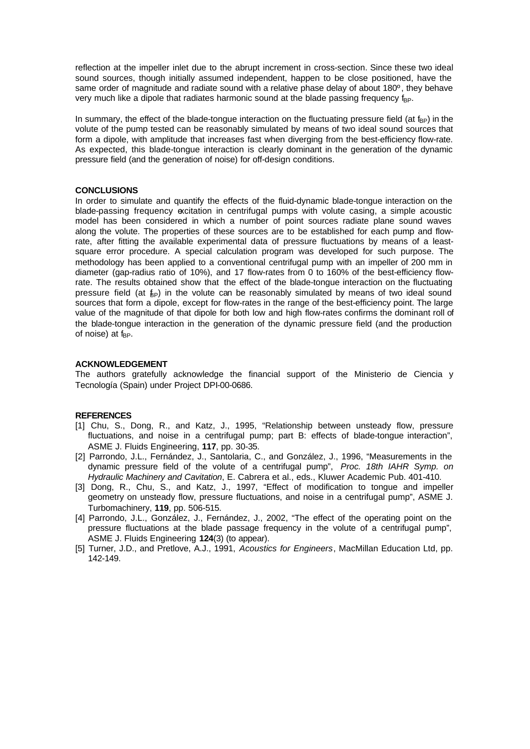reflection at the impeller inlet due to the abrupt increment in cross-section. Since these two ideal sound sources, though initially assumed independent, happen to be close positioned, have the same order of magnitude and radiate sound with a relative phase delay of about 180º, they behave very much like a dipole that radiates harmonic sound at the blade passing frequency $f_{BP}$.

In summary, the effect of the blade-tongue interaction on the fluctuating pressure field (at $f_{BP}$) in the volute of the pump tested can be reasonably simulated by means of two ideal sound sources that form a dipole, with amplitude that increases fast when diverging from the best-efficiency flow-rate. As expected, this blade-tongue interaction is clearly dominant in the generation of the dynamic pressure field (and the generation of noise) for off-design conditions.

**CONCLUSIONS**

In order to simulate and quantify the effects of the fluid-dynamic blade-tongue interaction on the blade-passing frequency excitation in centrifugal pumps with volute casing, a simple acoustic model has been considered in which a number of point sources radiate plane sound waves along the volute. The properties of these sources are to be established for each pump and flow-rate, after fitting the available experimental data of pressure fluctuations by means of a least-square error procedure. A special calculation program was developed for such purpose. The methodology has been applied to a conventional centrifugal pump with an impeller of 200 mm in diameter (gap-radius ratio of 10%), and 17 flow-rates from 0 to 160% of the best-efficiency flow-rate. The results obtained show that the effect of the blade-tongue interaction on the fluctuating pressure field (at $f_{BP}$) in the volute can be reasonably simulated by means of two ideal sound sources that form a dipole, except for flow-rates in the range of the best-efficiency point. The large value of the magnitude of that dipole for both low and high flow-rates confirms the dominant roll of the blade-tongue interaction in the generation of the dynamic pressure field (and the production of noise) at $f_{BP}$.

**ACKNOWLEDGEMENT**

The authors gratefully acknowledge the financial support of the Ministerio de Ciencia y Tecnología (Spain) under Project DPI-00-0686.

**REFERENCES**

[1] Chu, S., Dong, R., and Katz, J., 1995, "Relationship between unsteady flow, pressure fluctuations, and noise in a centrifugal pump; part B: effects of blade-tongue interaction", ASME J. Fluids Engineering, **117**, pp. 30-35.

[2] Parrondo, J.L., Fernández, J., Santolaria, C., and González, J., 1996, "Measurements in the dynamic pressure field of the volute of a centrifugal pump", *Proc. 18th IAHR Symp. on Hydraulic Machinery and Cavitation*, E. Cabrera et al., eds., Kluwer Academic Pub. 401-410.

[3] Dong, R., Chu, S., and Katz, J., 1997, "Effect of modification to tongue and impeller geometry on unsteady flow, pressure fluctuations, and noise in a centrifugal pump", ASME J. Turbomachinery, **119**, pp. 506-515.

[4] Parrondo, J.L., González, J., Fernández, J., 2002, "The effect of the operating point on the pressure fluctuations at the blade passage frequency in the volute of a centrifugal pump", ASME J. Fluids Engineering **124**(3) (to appear).

[5] Turner, J.D., and Pretlove, A.J., 1991, *Acoustics for Engineers*, MacMillan Education Ltd, pp. 142-149.